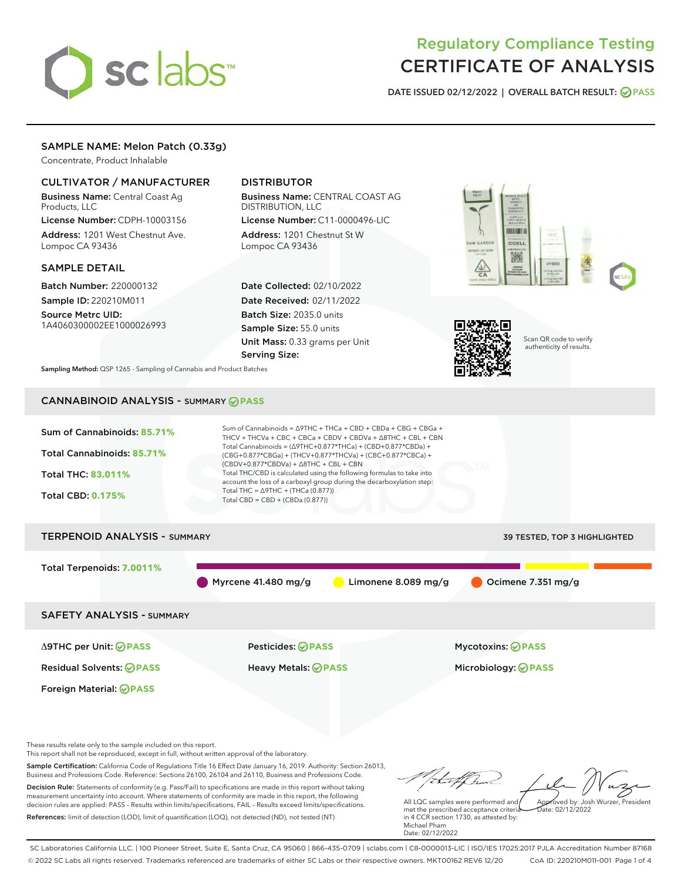# Regulatory Compliance Testing
# CERTIFICATE OF ANALYSIS

DATE ISSUED 02/12/2022 | OVERALL BATCH RESULT: PASS

## SAMPLE NAME: Melon Patch (0.33g)

Concentrate, Product Inhalable

### CULTIVATOR / MANUFACTURER

**Business Name:** Central Coast Ag Products, LLC

**License Number:** CDPH-10003156

**Address:** 1201 West Chestnut Ave. Lompoc CA 93436

### DISTRIBUTOR

**Business Name:** CENTRAL COAST AG DISTRIBUTION, LLC

**License Number:** C11-0000496-LIC

**Address:** 1201 Chestnut St W Lompoc CA 93436

### SAMPLE DETAIL

**Batch Number:** 220000132

**Sample ID:** 220210M011

**Source Metrc UID:** 1A4060300002EE1000026993

**Date Collected:** 02/10/2022

**Date Received:** 02/11/2022

**Batch Size:** 2035.0 units

**Sample Size:** 55.0 units

**Unit Mass:** 0.33 grams per Unit

**Serving Size:**

Scan QR code to verify authenticity of results.

**Sampling Method:** QSP 1265 - Sampling of Cannabis and Product Batches

## CANNABINOID ANALYSIS - SUMMARY PASS

Sum of Cannabinoids: **85.71%**

Total Cannabinoids: **85.71%**

Total THC: **83.011%**

Total CBD: **0.175%**

Sum of Cannabinoids = Δ9THC + THCa + CBD + CBDa + CBG + CBGa + THCV + THCVa + CBC + CBCa + CBDV + CBDVa + Δ8THC + CBL + CBN

Total Cannabinoids = (Δ9THC+0.877*THCa) + (CBD+0.877*CBDa) + (CBG+0.877*CBGa) + (THCV+0.877*THCVa) + (CBC+0.877*CBCa) + (CBDV+0.877*CBDVa) + Δ8THC + CBL + CBN

Total THC/CBD is calculated using the following formulas to take into account the loss of a carboxyl group during the decarboxylation step:

Total THC = Δ9THC + (THCa (0.877))

Total CBD = CBD + (CBDa (0.877))

## TERPENOID ANALYSIS - SUMMARY

39 TESTED, TOP 3 HIGHLIGHTED

Total Terpenoids: **7.0011%**

Myrcene 41.480 mg/g

Limonene 8.089 mg/g

Ocimene 7.351 mg/g

## SAFETY ANALYSIS - SUMMARY

| | | |
|---|---|---|
| Δ9THC per Unit: PASS | Pesticides: PASS | Mycotoxins: PASS |
| Residual Solvents: PASS | Heavy Metals: PASS | Microbiology: PASS |
| Foreign Material: PASS | | |

These results relate only to the sample included on this report.
This report shall not be reproduced, except in full, without written approval of the laboratory.

**Sample Certification:** California Code of Regulations Title 16 Effect Date January 16, 2019. Authority: Section 26013, Business and Professions Code. Reference: Sections 26100, 26104 and 26110, Business and Professions Code.

**Decision Rule:** Statements of conformity (e.g. Pass/Fail) to specifications are made in this report without taking measurement uncertainty into account. Where statements of conformity are made in this report, the following decision rules are applied: PASS – Results within limits/specifications, FAIL – Results exceed limits/specifications.

**References:** limit of detection (LOD), limit of quantification (LOQ), not detected (ND), not tested (NT)

All LQC samples were performed and met the prescribed acceptance criteria in 4 CCR section 1730, as attested by: Michael Pham
Date: 02/12/2022

Approved by: Josh Wurzer, President
Date: 02/12/2022

SC Laboratories California LLC. | 100 Pioneer Street, Suite E, Santa Cruz, CA 95060 | 866-435-0709 | sclabs.com | C8-0000013-LIC | ISO/IES 17025:2017 PJLA Accreditation Number 87168
© 2022 SC Labs all rights reserved. Trademarks referenced are trademarks of either SC Labs or their respective owners. MKT00162 REV6 12/20 CoA ID: 220210M011-001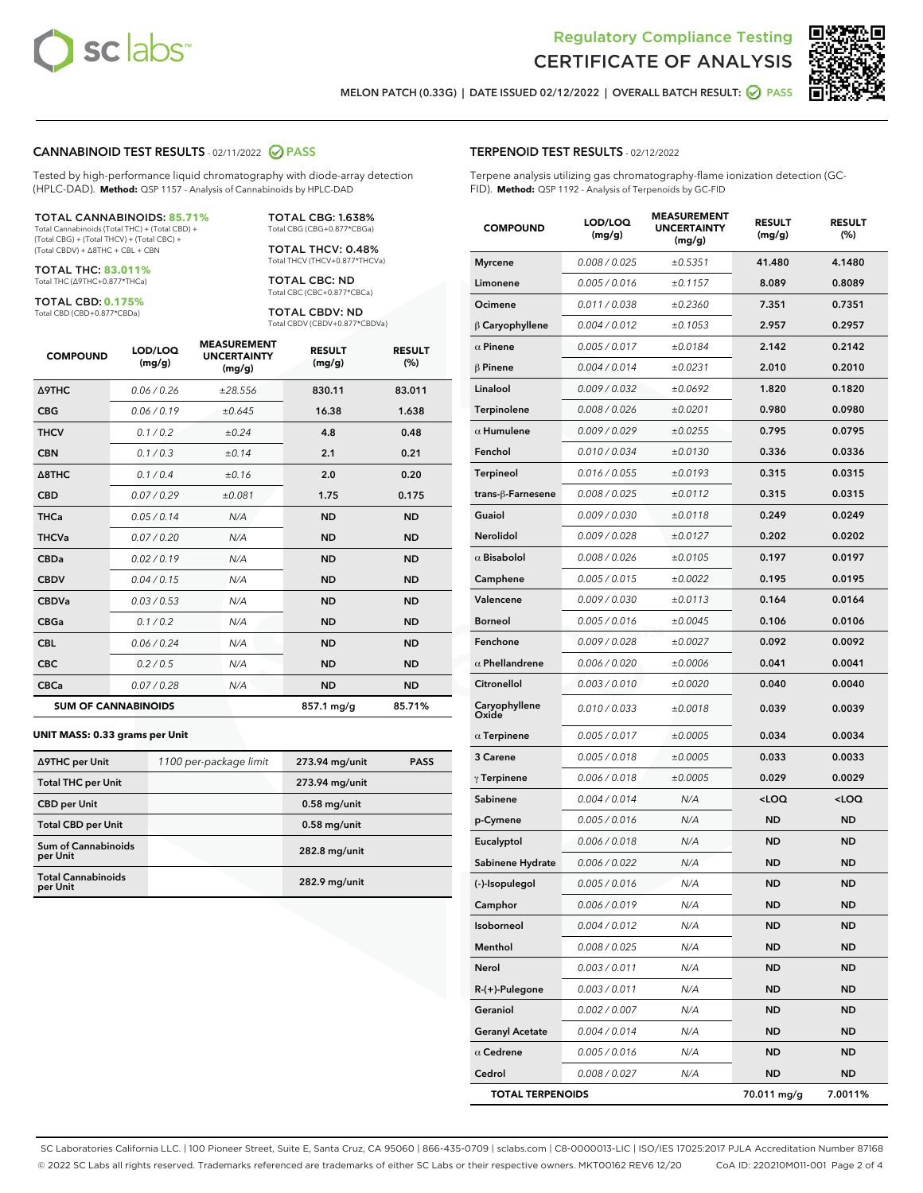# Regulatory Compliance Testing
# CERTIFICATE OF ANALYSIS

MELON PATCH (0.33G) | DATE ISSUED 02/12/2022 | OVERALL BATCH RESULT: PASS

## CANNABINOID TEST RESULTS - 02/11/2022 PASS

Tested by high-performance liquid chromatography with diode-array detection (HPLC-DAD). **Method:** QSP 1157 - Analysis of Cannabinoids by HPLC-DAD

**TOTAL CANNABINOIDS: 85.71%**
Total Cannabinoids (Total THC) + (Total CBD) + (Total CBG) + (Total THCV) + (Total CBC) + (Total CBDV) + Δ8THC + CBL + CBN

**TOTAL THC: 83.011%**
Total THC (Δ9THC+0.877*THCa)

**TOTAL CBD: 0.175%**
Total CBD (CBD+0.877*CBDa)

**TOTAL CBG: 1.638%**
Total CBG (CBG+0.877*CBGa)

**TOTAL THCV: 0.48%**
Total THCV (THCV+0.877*THCVa)

**TOTAL CBC: ND**
Total CBC (CBC+0.877*CBCa)

**TOTAL CBDV: ND**
Total CBDV (CBDV+0.877*CBDVa)

| COMPOUND | LOD/LOQ (mg/g) | MEASUREMENT UNCERTAINTY (mg/g) | RESULT (mg/g) | RESULT (%) |
|---|---|---|---|---|
| Δ9THC | 0.06 / 0.26 | ±28.556 | 830.11 | 83.011 |
| CBG | 0.06 / 0.19 | ±0.645 | 16.38 | 1.638 |
| THCV | 0.1 / 0.2 | ±0.24 | 4.8 | 0.48 |
| CBN | 0.1 / 0.3 | ±0.14 | 2.1 | 0.21 |
| Δ8THC | 0.1 / 0.4 | ±0.16 | 2.0 | 0.20 |
| CBD | 0.07 / 0.29 | ±0.081 | 1.75 | 0.175 |
| THCa | 0.05 / 0.14 | N/A | ND | ND |
| THCVa | 0.07 / 0.20 | N/A | ND | ND |
| CBDa | 0.02 / 0.19 | N/A | ND | ND |
| CBDV | 0.04 / 0.15 | N/A | ND | ND |
| CBDVa | 0.03 / 0.53 | N/A | ND | ND |
| CBGa | 0.1 / 0.2 | N/A | ND | ND |
| CBL | 0.06 / 0.24 | N/A | ND | ND |
| CBC | 0.2 / 0.5 | N/A | ND | ND |
| CBCa | 0.07 / 0.28 | N/A | ND | ND |
| **SUM OF CANNABINOIDS** | | | 857.1 mg/g | 85.71% |

### UNIT MASS: 0.33 grams per Unit

| | | | |
|---|---|---|---|
| Δ9THC per Unit | 1100 per-package limit | 273.94 mg/unit | PASS |
| Total THC per Unit | | 273.94 mg/unit | |
| CBD per Unit | | 0.58 mg/unit | |
| Total CBD per Unit | | 0.58 mg/unit | |
| Sum of Cannabinoids per Unit | | 282.8 mg/unit | |
| Total Cannabinoids per Unit | | 282.9 mg/unit | |

## TERPENOID TEST RESULTS - 02/12/2022

Terpene analysis utilizing gas chromatography-flame ionization detection (GC-FID). **Method:** QSP 1192 - Analysis of Terpenoids by GC-FID

| COMPOUND | LOD/LOQ (mg/g) | MEASUREMENT UNCERTAINTY (mg/g) | RESULT (mg/g) | RESULT (%) |
|---|---|---|---|---|
| Myrcene | 0.008 / 0.025 | ±0.5351 | 41.480 | 4.1480 |
| Limonene | 0.005 / 0.016 | ±0.1157 | 8.089 | 0.8089 |
| Ocimene | 0.011 / 0.038 | ±0.2360 | 7.351 | 0.7351 |
| β Caryophyllene | 0.004 / 0.012 | ±0.1053 | 2.957 | 0.2957 |
| α Pinene | 0.005 / 0.017 | ±0.0184 | 2.142 | 0.2142 |
| β Pinene | 0.004 / 0.014 | ±0.0231 | 2.010 | 0.2010 |
| Linalool | 0.009 / 0.032 | ±0.0692 | 1.820 | 0.1820 |
| Terpinolene | 0.008 / 0.026 | ±0.0201 | 0.980 | 0.0980 |
| α Humulene | 0.009 / 0.029 | ±0.0255 | 0.795 | 0.0795 |
| Fenchol | 0.010 / 0.034 | ±0.0130 | 0.336 | 0.0336 |
| Terpineol | 0.016 / 0.055 | ±0.0193 | 0.315 | 0.0315 |
| trans-β-Farnesene | 0.008 / 0.025 | ±0.0112 | 0.315 | 0.0315 |
| Guaiol | 0.009 / 0.030 | ±0.0118 | 0.249 | 0.0249 |
| Nerolidol | 0.009 / 0.028 | ±0.0127 | 0.202 | 0.0202 |
| α Bisabolol | 0.008 / 0.026 | ±0.0105 | 0.197 | 0.0197 |
| Camphene | 0.005 / 0.015 | ±0.0022 | 0.195 | 0.0195 |
| Valencene | 0.009 / 0.030 | ±0.0113 | 0.164 | 0.0164 |
| Borneol | 0.005 / 0.016 | ±0.0045 | 0.106 | 0.0106 |
| Fenchone | 0.009 / 0.028 | ±0.0027 | 0.092 | 0.0092 |
| α Phellandrene | 0.006 / 0.020 | ±0.0006 | 0.041 | 0.0041 |
| Citronellol | 0.003 / 0.010 | ±0.0020 | 0.040 | 0.0040 |
| Caryophyllene Oxide | 0.010 / 0.033 | ±0.0018 | 0.039 | 0.0039 |
| α Terpinene | 0.005 / 0.017 | ±0.0005 | 0.034 | 0.0034 |
| 3 Carene | 0.005 / 0.018 | ±0.0005 | 0.033 | 0.0033 |
| γ Terpinene | 0.006 / 0.018 | ±0.0005 | 0.029 | 0.0029 |
| Sabinene | 0.004 / 0.014 | N/A | <LOQ | <LOQ |
| p-Cymene | 0.005 / 0.016 | N/A | ND | ND |
| Eucalyptol | 0.006 / 0.018 | N/A | ND | ND |
| Sabinene Hydrate | 0.006 / 0.022 | N/A | ND | ND |
| (-)-Isopulegol | 0.005 / 0.016 | N/A | ND | ND |
| Camphor | 0.006 / 0.019 | N/A | ND | ND |
| Isoborneol | 0.004 / 0.012 | N/A | ND | ND |
| Menthol | 0.008 / 0.025 | N/A | ND | ND |
| Nerol | 0.003 / 0.011 | N/A | ND | ND |
| R-(+)-Pulegone | 0.003 / 0.011 | N/A | ND | ND |
| Geraniol | 0.002 / 0.007 | N/A | ND | ND |
| Geranyl Acetate | 0.004 / 0.014 | N/A | ND | ND |
| α Cedrene | 0.005 / 0.016 | N/A | ND | ND |
| Cedrol | 0.008 / 0.027 | N/A | ND | ND |
| **TOTAL TERPENOIDS** | | | 70.011 mg/g | 7.0011% |

SC Laboratories California LLC. | 100 Pioneer Street, Suite E, Santa Cruz, CA 95060 | 866-435-0709 | sclabs.com | C8-0000013-LIC | ISO/IES 17025:2017 PJLA Accreditation Number 87168
© 2022 SC Labs all rights reserved. Trademarks referenced are trademarks of either SC Labs or their respective owners. MKT00162 REV6 12/20 CoA ID: 220210M011-001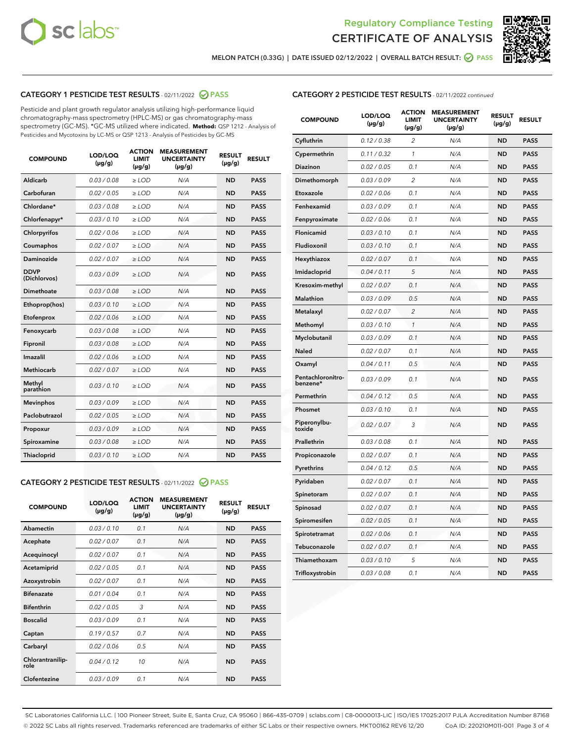MELON PATCH (0.33G) | DATE ISSUED 02/12/2022 | OVERALL BATCH RESULT: PASS

## CATEGORY 1 PESTICIDE TEST RESULTS - 02/11/2022 PASS

Pesticide and plant growth regulator analysis utilizing high-performance liquid chromatography-mass spectrometry (HPLC-MS) or gas chromatography-mass spectrometry (GC-MS). *GC-MS utilized where indicated. **Method:** QSP 1212 - Analysis of Pesticides and Mycotoxins by LC-MS or QSP 1213 - Analysis of Pesticides by GC-MS

| COMPOUND | LOD/LOQ (µg/g) | ACTION LIMIT (µg/g) | MEASUREMENT UNCERTAINTY (µg/g) | RESULT (µg/g) | RESULT |
|---|---|---|---|---|---|
| Aldicarb | 0.03 / 0.08 | ≥ LOD | N/A | ND | PASS |
| Carbofuran | 0.02 / 0.05 | ≥ LOD | N/A | ND | PASS |
| Chlordane* | 0.03 / 0.08 | ≥ LOD | N/A | ND | PASS |
| Chlorfenapyr* | 0.03 / 0.10 | ≥ LOD | N/A | ND | PASS |
| Chlorpyrifos | 0.02 / 0.06 | ≥ LOD | N/A | ND | PASS |
| Coumaphos | 0.02 / 0.07 | ≥ LOD | N/A | ND | PASS |
| Daminozide | 0.02 / 0.07 | ≥ LOD | N/A | ND | PASS |
| DDVP (Dichlorvos) | 0.03 / 0.09 | ≥ LOD | N/A | ND | PASS |
| Dimethoate | 0.03 / 0.08 | ≥ LOD | N/A | ND | PASS |
| Ethoprop(hos) | 0.03 / 0.10 | ≥ LOD | N/A | ND | PASS |
| Etofenprox | 0.02 / 0.06 | ≥ LOD | N/A | ND | PASS |
| Fenoxycarb | 0.03 / 0.08 | ≥ LOD | N/A | ND | PASS |
| Fipronil | 0.03 / 0.08 | ≥ LOD | N/A | ND | PASS |
| Imazalil | 0.02 / 0.06 | ≥ LOD | N/A | ND | PASS |
| Methiocarb | 0.02 / 0.07 | ≥ LOD | N/A | ND | PASS |
| Methyl parathion | 0.03 / 0.10 | ≥ LOD | N/A | ND | PASS |
| Mevinphos | 0.03 / 0.09 | ≥ LOD | N/A | ND | PASS |
| Paclobutrazol | 0.02 / 0.05 | ≥ LOD | N/A | ND | PASS |
| Propoxur | 0.03 / 0.09 | ≥ LOD | N/A | ND | PASS |
| Spiroxamine | 0.03 / 0.08 | ≥ LOD | N/A | ND | PASS |
| Thiacloprid | 0.03 / 0.10 | ≥ LOD | N/A | ND | PASS |

## CATEGORY 2 PESTICIDE TEST RESULTS - 02/11/2022 PASS

| COMPOUND | LOD/LOQ (µg/g) | ACTION LIMIT (µg/g) | MEASUREMENT UNCERTAINTY (µg/g) | RESULT (µg/g) | RESULT |
|---|---|---|---|---|---|
| Abamectin | 0.03 / 0.10 | 0.1 | N/A | ND | PASS |
| Acephate | 0.02 / 0.07 | 0.1 | N/A | ND | PASS |
| Acequinocyl | 0.02 / 0.07 | 0.1 | N/A | ND | PASS |
| Acetamiprid | 0.02 / 0.05 | 0.1 | N/A | ND | PASS |
| Azoxystrobin | 0.02 / 0.07 | 0.1 | N/A | ND | PASS |
| Bifenazate | 0.01 / 0.04 | 0.1 | N/A | ND | PASS |
| Bifenthrin | 0.02 / 0.05 | 3 | N/A | ND | PASS |
| Boscalid | 0.03 / 0.09 | 0.1 | N/A | ND | PASS |
| Captan | 0.19 / 0.57 | 0.7 | N/A | ND | PASS |
| Carbaryl | 0.02 / 0.06 | 0.5 | N/A | ND | PASS |
| Chlorantraniliprole | 0.04 / 0.12 | 10 | N/A | ND | PASS |
| Clofentezine | 0.03 / 0.09 | 0.1 | N/A | ND | PASS |
| Cyfluthrin | 0.12 / 0.38 | 2 | N/A | ND | PASS |
| Cypermethrin | 0.11 / 0.32 | 1 | N/A | ND | PASS |
| Diazinon | 0.02 / 0.05 | 0.1 | N/A | ND | PASS |
| Dimethomorph | 0.03 / 0.09 | 2 | N/A | ND | PASS |
| Etoxazole | 0.02 / 0.06 | 0.1 | N/A | ND | PASS |
| Fenhexamid | 0.03 / 0.09 | 0.1 | N/A | ND | PASS |
| Fenpyroximate | 0.02 / 0.06 | 0.1 | N/A | ND | PASS |
| Flonicamid | 0.03 / 0.10 | 0.1 | N/A | ND | PASS |
| Fludioxonil | 0.03 / 0.10 | 0.1 | N/A | ND | PASS |
| Hexythiazox | 0.02 / 0.07 | 0.1 | N/A | ND | PASS |
| Imidacloprid | 0.04 / 0.11 | 5 | N/A | ND | PASS |
| Kresoxim-methyl | 0.02 / 0.07 | 0.1 | N/A | ND | PASS |
| Malathion | 0.03 / 0.09 | 0.5 | N/A | ND | PASS |
| Metalaxyl | 0.02 / 0.07 | 2 | N/A | ND | PASS |
| Methomyl | 0.03 / 0.10 | 1 | N/A | ND | PASS |
| Myclobutanil | 0.03 / 0.09 | 0.1 | N/A | ND | PASS |
| Naled | 0.02 / 0.07 | 0.1 | N/A | ND | PASS |
| Oxamyl | 0.04 / 0.11 | 0.5 | N/A | ND | PASS |
| Pentachloronitrobenzene* | 0.03 / 0.09 | 0.1 | N/A | ND | PASS |
| Permethrin | 0.04 / 0.12 | 0.5 | N/A | ND | PASS |
| Phosmet | 0.03 / 0.10 | 0.1 | N/A | ND | PASS |
| Piperonylbutoxide | 0.02 / 0.07 | 3 | N/A | ND | PASS |
| Prallethrin | 0.03 / 0.08 | 0.1 | N/A | ND | PASS |
| Propiconazole | 0.02 / 0.07 | 0.1 | N/A | ND | PASS |
| Pyrethrins | 0.04 / 0.12 | 0.5 | N/A | ND | PASS |
| Pyridaben | 0.02 / 0.07 | 0.1 | N/A | ND | PASS |
| Spinetoram | 0.02 / 0.07 | 0.1 | N/A | ND | PASS |
| Spinosad | 0.02 / 0.07 | 0.1 | N/A | ND | PASS |
| Spiromesifen | 0.02 / 0.05 | 0.1 | N/A | ND | PASS |
| Spirotetramat | 0.02 / 0.06 | 0.1 | N/A | ND | PASS |
| Tebuconazole | 0.02 / 0.07 | 0.1 | N/A | ND | PASS |
| Thiamethoxam | 0.03 / 0.10 | 5 | N/A | ND | PASS |
| Trifloxystrobin | 0.03 / 0.08 | 0.1 | N/A | ND | PASS |

SC Laboratories California LLC. | 100 Pioneer Street, Suite E, Santa Cruz, CA 95060 | 866-435-0709 | sclabs.com | C8-0000013-LIC | ISO/IES 17025:2017 PJLA Accreditation Number 87168
© 2022 SC Labs all rights reserved. Trademarks referenced are trademarks of either SC Labs or their respective owners. MKT00162 REV6 12/20 CoA ID: 220210M011-001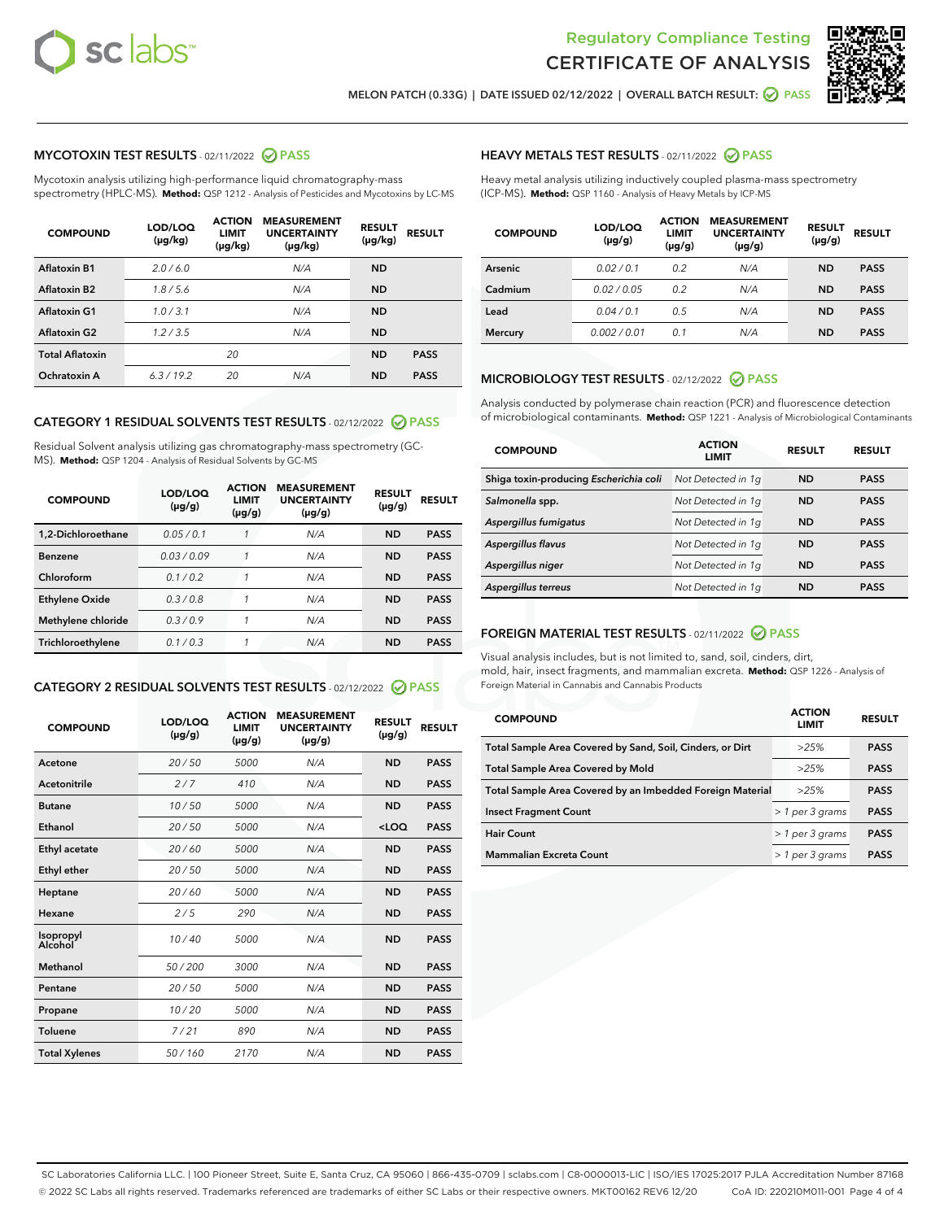Regulatory Compliance Testing

# CERTIFICATE OF ANALYSIS

MELON PATCH (0.33G) | DATE ISSUED 02/12/2022 | OVERALL BATCH RESULT: PASS

## MYCOTOXIN TEST RESULTS - 02/11/2022 PASS

Mycotoxin analysis utilizing high-performance liquid chromatography-mass spectrometry (HPLC-MS). **Method:** QSP 1212 - Analysis of Pesticides and Mycotoxins by LC-MS

| COMPOUND | LOD/LOQ (µg/kg) | ACTION LIMIT (µg/kg) | MEASUREMENT UNCERTAINTY (µg/kg) | RESULT (µg/kg) | RESULT |
|---|---|---|---|---|---|
| Aflatoxin B1 | 2.0 / 6.0 | | N/A | ND | |
| Aflatoxin B2 | 1.8 / 5.6 | | N/A | ND | |
| Aflatoxin G1 | 1.0 / 3.1 | | N/A | ND | |
| Aflatoxin G2 | 1.2 / 3.5 | | N/A | ND | |
| Total Aflatoxin | | 20 | | ND | PASS |
| Ochratoxin A | 6.3 / 19.2 | 20 | N/A | ND | PASS |

## CATEGORY 1 RESIDUAL SOLVENTS TEST RESULTS - 02/12/2022 PASS

Residual Solvent analysis utilizing gas chromatography-mass spectrometry (GC-MS). **Method:** QSP 1204 - Analysis of Residual Solvents by GC-MS

| COMPOUND | LOD/LOQ (µg/g) | ACTION LIMIT (µg/g) | MEASUREMENT UNCERTAINTY (µg/g) | RESULT (µg/g) | RESULT |
|---|---|---|---|---|---|
| 1,2-Dichloroethane | 0.05 / 0.1 | 1 | N/A | ND | PASS |
| Benzene | 0.03 / 0.09 | 1 | N/A | ND | PASS |
| Chloroform | 0.1 / 0.2 | 1 | N/A | ND | PASS |
| Ethylene Oxide | 0.3 / 0.8 | 1 | N/A | ND | PASS |
| Methylene chloride | 0.3 / 0.9 | 1 | N/A | ND | PASS |
| Trichloroethylene | 0.1 / 0.3 | 1 | N/A | ND | PASS |

## CATEGORY 2 RESIDUAL SOLVENTS TEST RESULTS - 02/12/2022 PASS

| COMPOUND | LOD/LOQ (µg/g) | ACTION LIMIT (µg/g) | MEASUREMENT UNCERTAINTY (µg/g) | RESULT (µg/g) | RESULT |
|---|---|---|---|---|---|
| Acetone | 20 / 50 | 5000 | N/A | ND | PASS |
| Acetonitrile | 2 / 7 | 410 | N/A | ND | PASS |
| Butane | 10 / 50 | 5000 | N/A | ND | PASS |
| Ethanol | 20 / 50 | 5000 | N/A | <LOQ | PASS |
| Ethyl acetate | 20 / 60 | 5000 | N/A | ND | PASS |
| Ethyl ether | 20 / 50 | 5000 | N/A | ND | PASS |
| Heptane | 20 / 60 | 5000 | N/A | ND | PASS |
| Hexane | 2 / 5 | 290 | N/A | ND | PASS |
| Isopropyl Alcohol | 10 / 40 | 5000 | N/A | ND | PASS |
| Methanol | 50 / 200 | 3000 | N/A | ND | PASS |
| Pentane | 20 / 50 | 5000 | N/A | ND | PASS |
| Propane | 10 / 20 | 5000 | N/A | ND | PASS |
| Toluene | 7 / 21 | 890 | N/A | ND | PASS |
| Total Xylenes | 50 / 160 | 2170 | N/A | ND | PASS |

## HEAVY METALS TEST RESULTS - 02/11/2022 PASS

Heavy metal analysis utilizing inductively coupled plasma-mass spectrometry (ICP-MS). **Method:** QSP 1160 - Analysis of Heavy Metals by ICP-MS

| COMPOUND | LOD/LOQ (µg/g) | ACTION LIMIT (µg/g) | MEASUREMENT UNCERTAINTY (µg/g) | RESULT (µg/g) | RESULT |
|---|---|---|---|---|---|
| Arsenic | 0.02 / 0.1 | 0.2 | N/A | ND | PASS |
| Cadmium | 0.02 / 0.05 | 0.2 | N/A | ND | PASS |
| Lead | 0.04 / 0.1 | 0.5 | N/A | ND | PASS |
| Mercury | 0.002 / 0.01 | 0.1 | N/A | ND | PASS |

## MICROBIOLOGY TEST RESULTS - 02/12/2022 PASS

Analysis conducted by polymerase chain reaction (PCR) and fluorescence detection of microbiological contaminants. **Method:** QSP 1221 - Analysis of Microbiological Contaminants

| COMPOUND | ACTION LIMIT | RESULT | RESULT |
|---|---|---|---|
| Shiga toxin-producing *Escherichia coli* | Not Detected in 1g | ND | PASS |
| *Salmonella* spp. | Not Detected in 1g | ND | PASS |
| *Aspergillus fumigatus* | Not Detected in 1g | ND | PASS |
| *Aspergillus flavus* | Not Detected in 1g | ND | PASS |
| *Aspergillus niger* | Not Detected in 1g | ND | PASS |
| *Aspergillus terreus* | Not Detected in 1g | ND | PASS |

## FOREIGN MATERIAL TEST RESULTS - 02/11/2022 PASS

Visual analysis includes, but is not limited to, sand, soil, cinders, dirt, mold, hair, insect fragments, and mammalian excreta. **Method:** QSP 1226 - Analysis of Foreign Material in Cannabis and Cannabis Products

| COMPOUND | ACTION LIMIT | RESULT |
|---|---|---|
| Total Sample Area Covered by Sand, Soil, Cinders, or Dirt | >25% | PASS |
| Total Sample Area Covered by Mold | >25% | PASS |
| Total Sample Area Covered by an Imbedded Foreign Material | >25% | PASS |
| Insect Fragment Count | > 1 per 3 grams | PASS |
| Hair Count | > 1 per 3 grams | PASS |
| Mammalian Excreta Count | > 1 per 3 grams | PASS |

SC Laboratories California LLC. | 100 Pioneer Street, Suite E, Santa Cruz, CA 95060 | 866-435-0709 | sclabs.com | C8-0000013-LIC | ISO/IES 17025:2017 PJLA Accreditation Number 87168
© 2022 SC Labs all rights reserved. Trademarks referenced are trademarks of either SC Labs or their respective owners. MKT00162 REV6 12/20 CoA ID: 220210M011-001